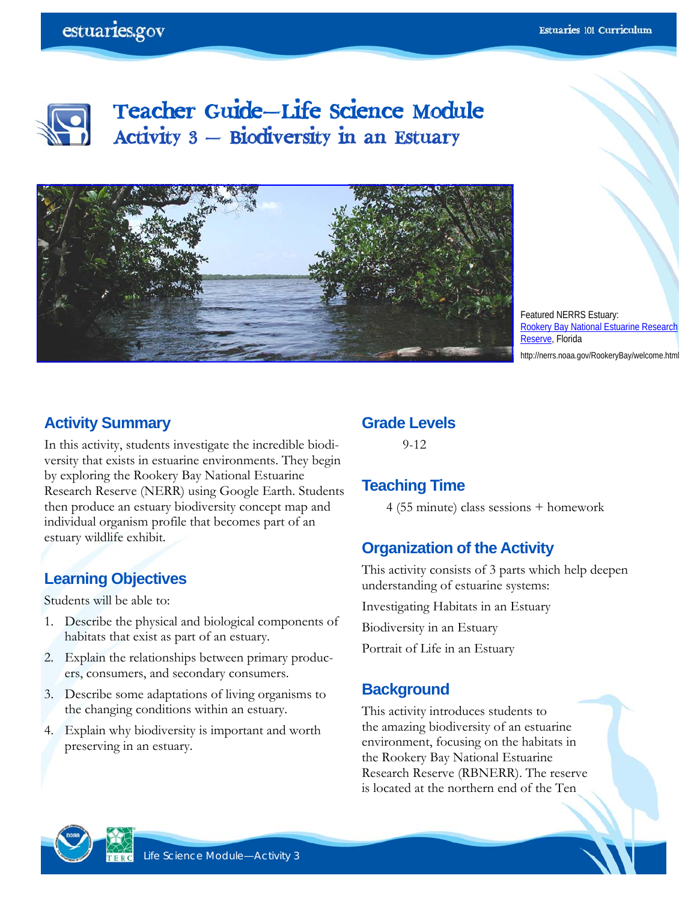# Teacher Guide—Life Science Module
## Activity 3 — Biodiversity in an Estuary

Featured NERRS Estuary:
Rookery Bay National Estuarine Research Reserve, Florida
http://nerrs.noaa.gov/RookeryBay/welcome.html

## Activity Summary

In this activity, students investigate the incredible biodiversity that exists in estuarine environments. They begin by exploring the Rookery Bay National Estuarine Research Reserve (NERR) using Google Earth. Students then produce an estuary biodiversity concept map and individual organism profile that becomes part of an estuary wildlife exhibit.

## Learning Objectives

Students will be able to:

1. Describe the physical and biological components of habitats that exist as part of an estuary.
2. Explain the relationships between primary producers, consumers, and secondary consumers.
3. Describe some adaptations of living organisms to the changing conditions within an estuary.
4. Explain why biodiversity is important and worth preserving in an estuary.

## Grade Levels

9-12

## Teaching Time

4 (55 minute) class sessions + homework

## Organization of the Activity

This activity consists of 3 parts which help deepen understanding of estuarine systems:

Investigating Habitats in an Estuary

Biodiversity in an Estuary

Portrait of Life in an Estuary

## Background

This activity introduces students to the amazing biodiversity of an estuarine environment, focusing on the habitats in the Rookery Bay National Estuarine Research Reserve (RBNERR). The reserve is located at the northern end of the Ten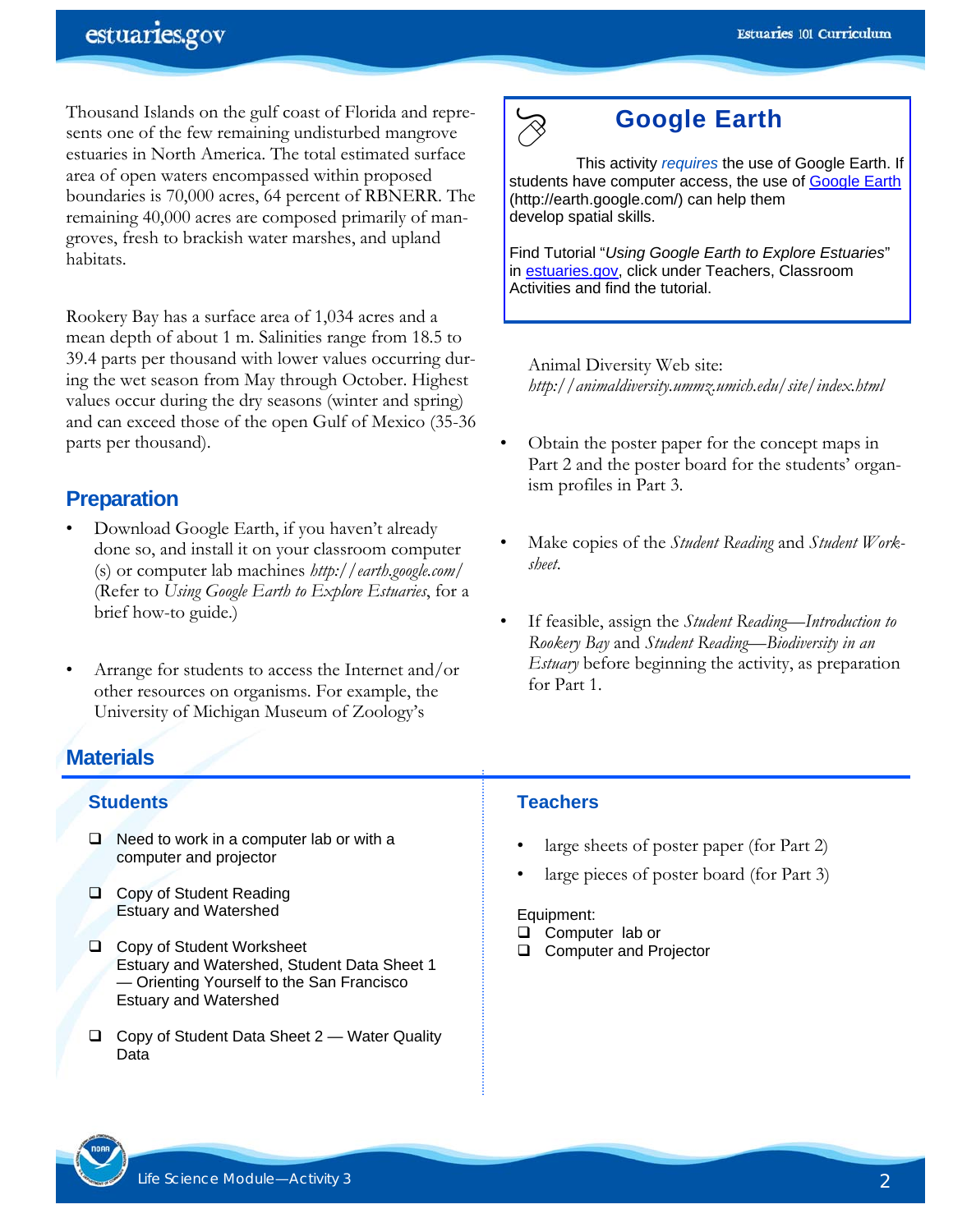Thousand Islands on the gulf coast of Florida and represents one of the few remaining undisturbed mangrove estuaries in North America. The total estimated surface area of open waters encompassed within proposed boundaries is 70,000 acres, 64 percent of RBNERR. The remaining 40,000 acres are composed primarily of mangroves, fresh to brackish water marshes, and upland habitats.

Rookery Bay has a surface area of 1,034 acres and a mean depth of about 1 m. Salinities range from 18.5 to 39.4 parts per thousand with lower values occurring during the wet season from May through October. Highest values occur during the dry seasons (winter and spring) and can exceed those of the open Gulf of Mexico (35-36 parts per thousand).

## Preparation

- Download Google Earth, if you haven't already done so, and install it on your classroom computer (s) or computer lab machines *http://earth.google.com/* (Refer to *Using Google Earth to Explore Estuaries*, for a brief how-to guide.)
- Arrange for students to access the Internet and/or other resources on organisms. For example, the University of Michigan Museum of Zoology's Animal Diversity Web site: *http://animaldiversity.ummz.umich.edu/site/index.html*
- Obtain the poster paper for the concept maps in Part 2 and the poster board for the students' organism profiles in Part 3.
- Make copies of the *Student Reading* and *Student Worksheet*.
- If feasible, assign the *Student Reading—Introduction to Rookery Bay* and *Student Reading—Biodiversity in an Estuary* before beginning the activity, as preparation for Part 1.

### Google Earth

This activity *requires* the use of Google Earth. If students have computer access, the use of Google Earth (http://earth.google.com/) can help them develop spatial skills.

Find Tutorial "*Using Google Earth to Explore Estuaries*" in estuaries.gov, click under Teachers, Classroom Activities and find the tutorial.

## Materials

### Students

- ❑ Need to work in a computer lab or with a computer and projector
- ❑ Copy of Student Reading Estuary and Watershed
- ❑ Copy of Student Worksheet Estuary and Watershed, Student Data Sheet 1 — Orienting Yourself to the San Francisco Estuary and Watershed
- ❑ Copy of Student Data Sheet 2 — Water Quality Data

### Teachers

- large sheets of poster paper (for Part 2)
- large pieces of poster board (for Part 3)

Equipment:

- ❑ Computer lab or
- ❑ Computer and Projector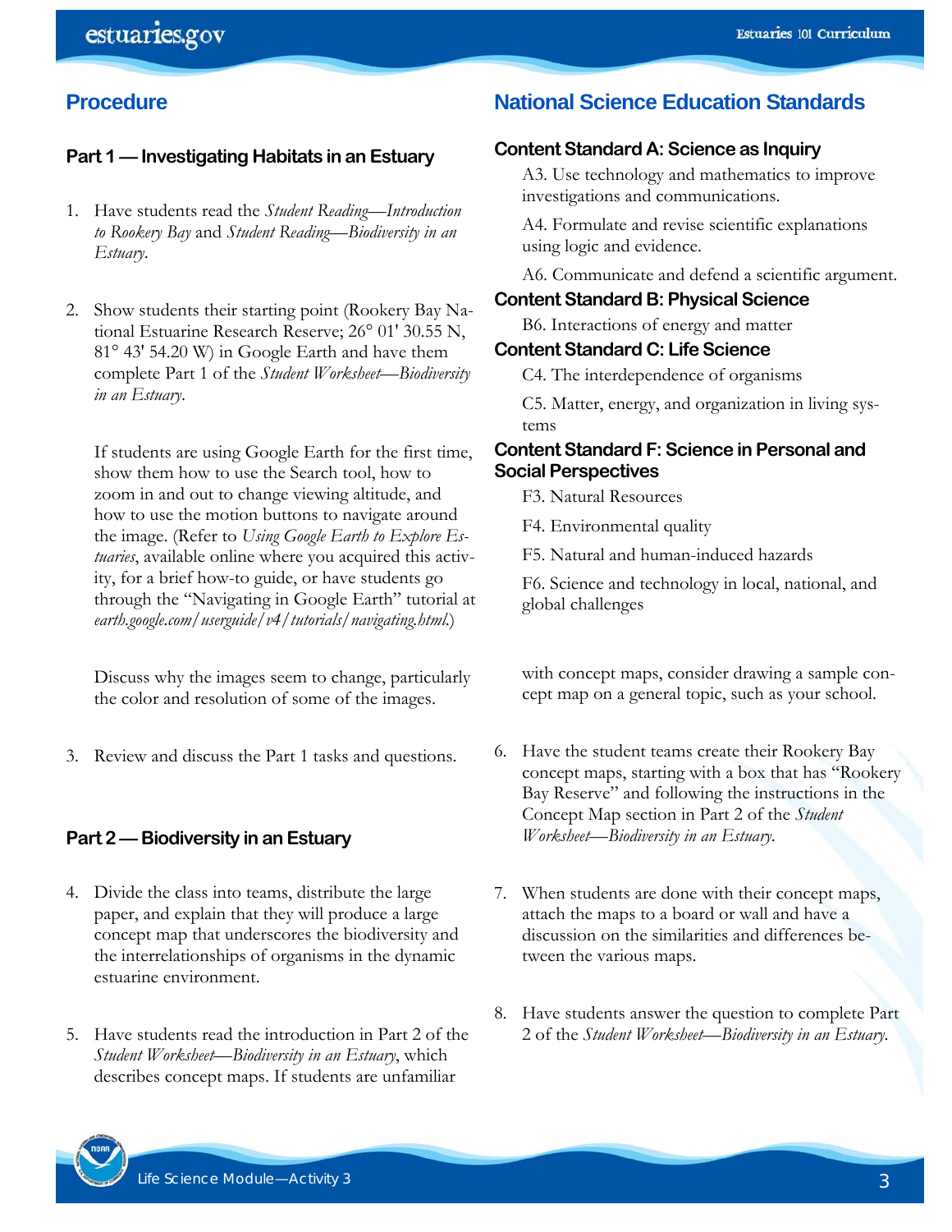## Procedure

### Part 1 — Investigating Habitats in an Estuary

1. Have students read the *Student Reading—Introduction to Rookery Bay* and *Student Reading—Biodiversity in an Estuary*.

2. Show students their starting point (Rookery Bay National Estuarine Research Reserve; 26° 01' 30.55 N, 81° 43' 54.20 W) in Google Earth and have them complete Part 1 of the *Student Worksheet—Biodiversity in an Estuary*.

   If students are using Google Earth for the first time, show them how to use the Search tool, how to zoom in and out to change viewing altitude, and how to use the motion buttons to navigate around the image. (Refer to *Using Google Earth to Explore Estuaries*, available online where you acquired this activity, for a brief how-to guide, or have students go through the "Navigating in Google Earth" tutorial at *earth.google.com/userguide/v4/tutorials/navigating.html*.)

   Discuss why the images seem to change, particularly the color and resolution of some of the images.

3. Review and discuss the Part 1 tasks and questions.

### Part 2 — Biodiversity in an Estuary

4. Divide the class into teams, distribute the large paper, and explain that they will produce a large concept map that underscores the biodiversity and the interrelationships of organisms in the dynamic estuarine environment.

5. Have students read the introduction in Part 2 of the *Student Worksheet—Biodiversity in an Estuary*, which describes concept maps. If students are unfamiliar with concept maps, consider drawing a sample concept map on a general topic, such as your school.

6. Have the student teams create their Rookery Bay concept maps, starting with a box that has "Rookery Bay Reserve" and following the instructions in the Concept Map section in Part 2 of the *Student Worksheet—Biodiversity in an Estuary*.

7. When students are done with their concept maps, attach the maps to a board or wall and have a discussion on the similarities and differences between the various maps.

8. Have students answer the question to complete Part 2 of the *Student Worksheet—Biodiversity in an Estuary*.

## National Science Education Standards

### Content Standard A: Science as Inquiry

A3. Use technology and mathematics to improve investigations and communications.

A4. Formulate and revise scientific explanations using logic and evidence.

A6. Communicate and defend a scientific argument.

### Content Standard B: Physical Science

B6. Interactions of energy and matter

### Content Standard C: Life Science

C4. The interdependence of organisms

C5. Matter, energy, and organization in living systems

### Content Standard F: Science in Personal and Social Perspectives

F3. Natural Resources

F4. Environmental quality

F5. Natural and human-induced hazards

F6. Science and technology in local, national, and global challenges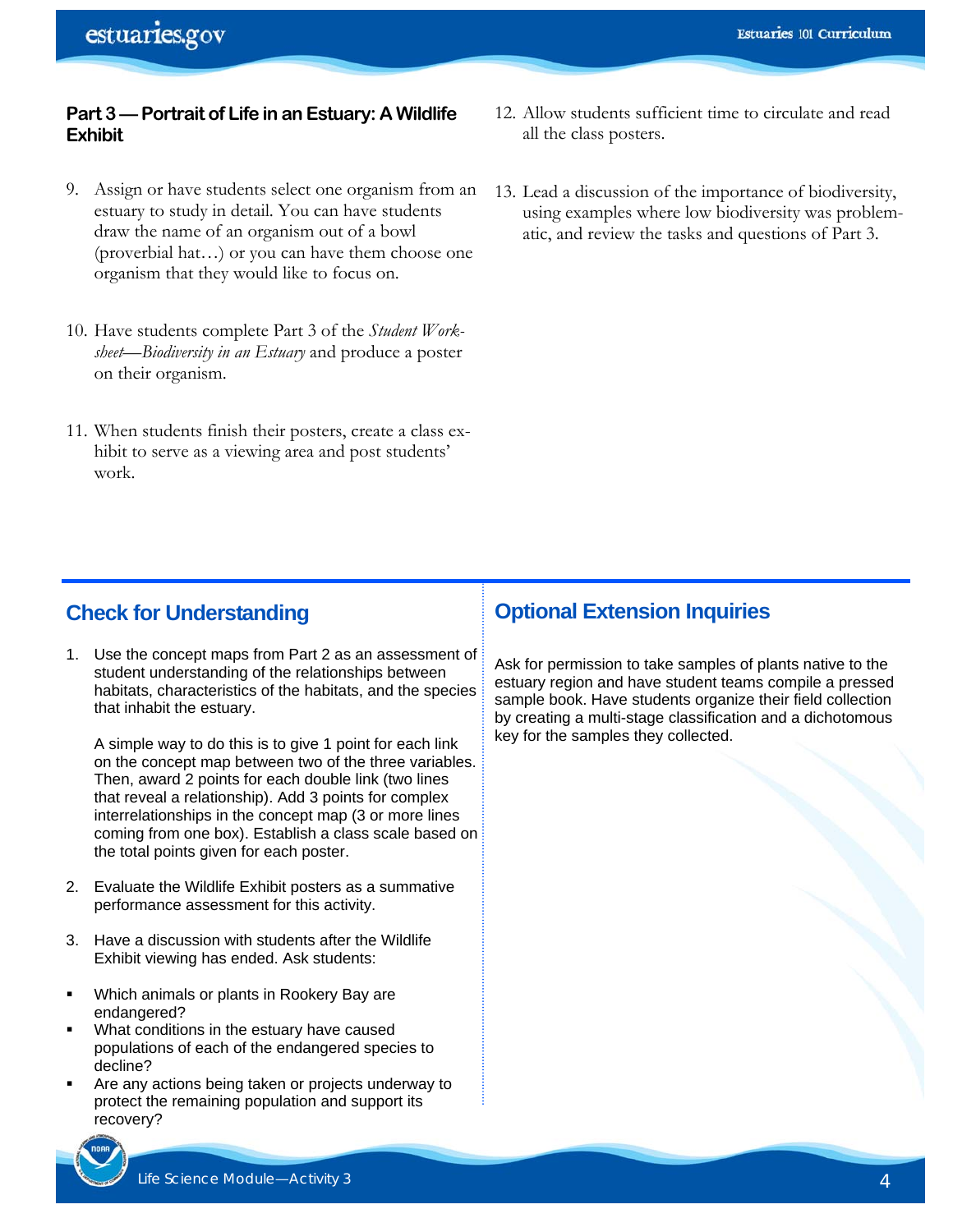### Part 3 — Portrait of Life in an Estuary: A Wildlife Exhibit

9. Assign or have students select one organism from an estuary to study in detail. You can have students draw the name of an organism out of a bowl (proverbial hat…) or you can have them choose one organism that they would like to focus on.

10. Have students complete Part 3 of the *Student Worksheet—Biodiversity in an Estuary* and produce a poster on their organism.

11. When students finish their posters, create a class exhibit to serve as a viewing area and post students' work.

12. Allow students sufficient time to circulate and read all the class posters.

13. Lead a discussion of the importance of biodiversity, using examples where low biodiversity was problematic, and review the tasks and questions of Part 3.

## Check for Understanding

1. Use the concept maps from Part 2 as an assessment of student understanding of the relationships between habitats, characteristics of the habitats, and the species that inhabit the estuary.

   A simple way to do this is to give 1 point for each link on the concept map between two of the three variables. Then, award 2 points for each double link (two lines that reveal a relationship). Add 3 points for complex interrelationships in the concept map (3 or more lines coming from one box). Establish a class scale based on the total points given for each poster.

2. Evaluate the Wildlife Exhibit posters as a summative performance assessment for this activity.

3. Have a discussion with students after the Wildlife Exhibit viewing has ended. Ask students:

- Which animals or plants in Rookery Bay are endangered?
- What conditions in the estuary have caused populations of each of the endangered species to decline?
- Are any actions being taken or projects underway to protect the remaining population and support its recovery?

## Optional Extension Inquiries

Ask for permission to take samples of plants native to the estuary region and have student teams compile a pressed sample book. Have students organize their field collection by creating a multi-stage classification and a dichotomous key for the samples they collected.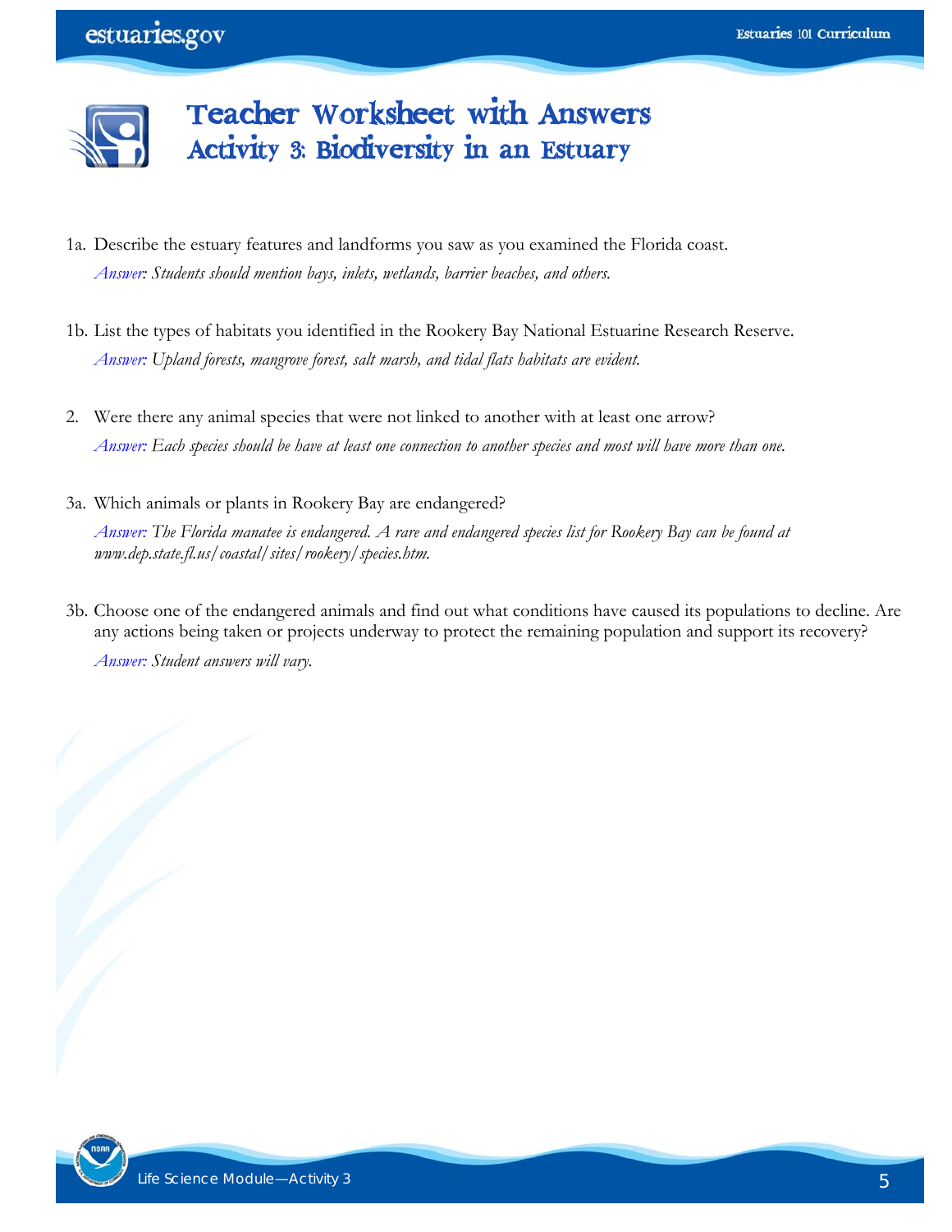# Teacher Worksheet with Answers
## Activity 3: Biodiversity in an Estuary

1a. Describe the estuary features and landforms you saw as you examined the Florida coast.

*Answer: Students should mention bays, inlets, wetlands, barrier beaches, and others.*

1b. List the types of habitats you identified in the Rookery Bay National Estuarine Research Reserve.

*Answer: Upland forests, mangrove forest, salt marsh, and tidal flats habitats are evident.*

2. Were there any animal species that were not linked to another with at least one arrow?

*Answer: Each species should be have at least one connection to another species and most will have more than one.*

3a. Which animals or plants in Rookery Bay are endangered?

*Answer: The Florida manatee is endangered. A rare and endangered species list for Rookery Bay can be found at www.dep.state.fl.us/coastal/sites/rookery/species.htm.*

3b. Choose one of the endangered animals and find out what conditions have caused its populations to decline. Are any actions being taken or projects underway to protect the remaining population and support its recovery?

*Answer: Student answers will vary.*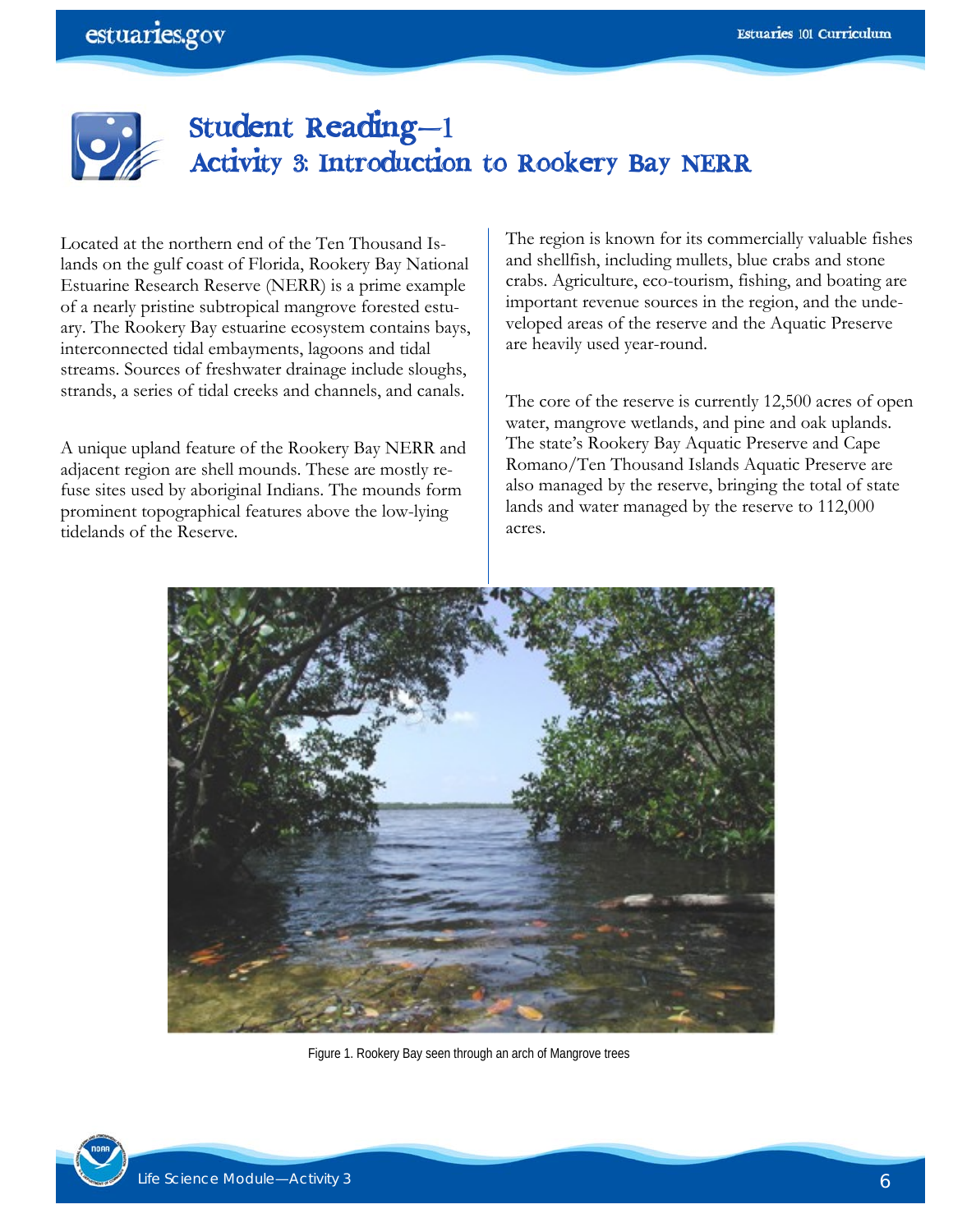# Student Reading—1
## Activity 3: Introduction to Rookery Bay NERR

Located at the northern end of the Ten Thousand Islands on the gulf coast of Florida, Rookery Bay National Estuarine Research Reserve (NERR) is a prime example of a nearly pristine subtropical mangrove forested estuary. The Rookery Bay estuarine ecosystem contains bays, interconnected tidal embayments, lagoons and tidal streams. Sources of freshwater drainage include sloughs, strands, a series of tidal creeks and channels, and canals.

A unique upland feature of the Rookery Bay NERR and adjacent region are shell mounds. These are mostly refuse sites used by aboriginal Indians. The mounds form prominent topographical features above the low-lying tidelands of the Reserve.

The region is known for its commercially valuable fishes and shellfish, including mullets, blue crabs and stone crabs. Agriculture, eco-tourism, fishing, and boating are important revenue sources in the region, and the undeveloped areas of the reserve and the Aquatic Preserve are heavily used year-round.

The core of the reserve is currently 12,500 acres of open water, mangrove wetlands, and pine and oak uplands. The state's Rookery Bay Aquatic Preserve and Cape Romano/Ten Thousand Islands Aquatic Preserve are also managed by the reserve, bringing the total of state lands and water managed by the reserve to 112,000 acres.

Figure 1. Rookery Bay seen through an arch of Mangrove trees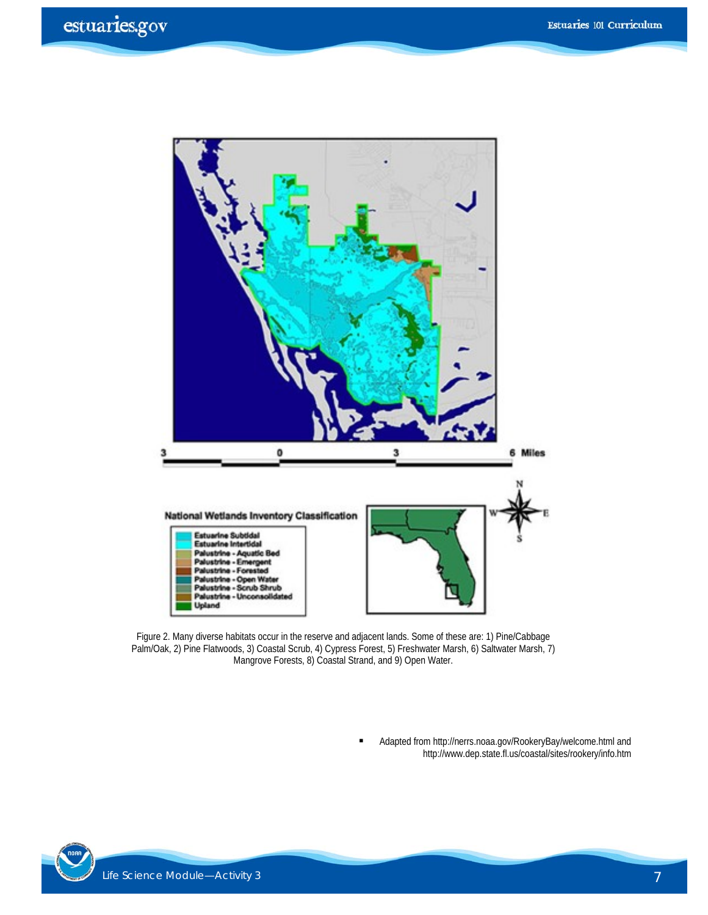3 0 3 6 Miles

National Wetlands Inventory Classification

- Estuarine Subtidal
- Estuarine Intertidal
- Palustrine - Aquatic Bed
- Palustrine - Emergent
- Palustrine - Forested
- Palustrine - Open Water
- Palustrine - Scrub Shrub
- Palustrine - Unconsolidated
- Upland

N
W E
S

Figure 2. Many diverse habitats occur in the reserve and adjacent lands. Some of these are: 1) Pine/Cabbage Palm/Oak, 2) Pine Flatwoods, 3) Coastal Scrub, 4) Cypress Forest, 5) Freshwater Marsh, 6) Saltwater Marsh, 7) Mangrove Forests, 8) Coastal Strand, and 9) Open Water.

- Adapted from http://nerrs.noaa.gov/RookeryBay/welcome.html and http://www.dep.state.fl.us/coastal/sites/rookery/info.htm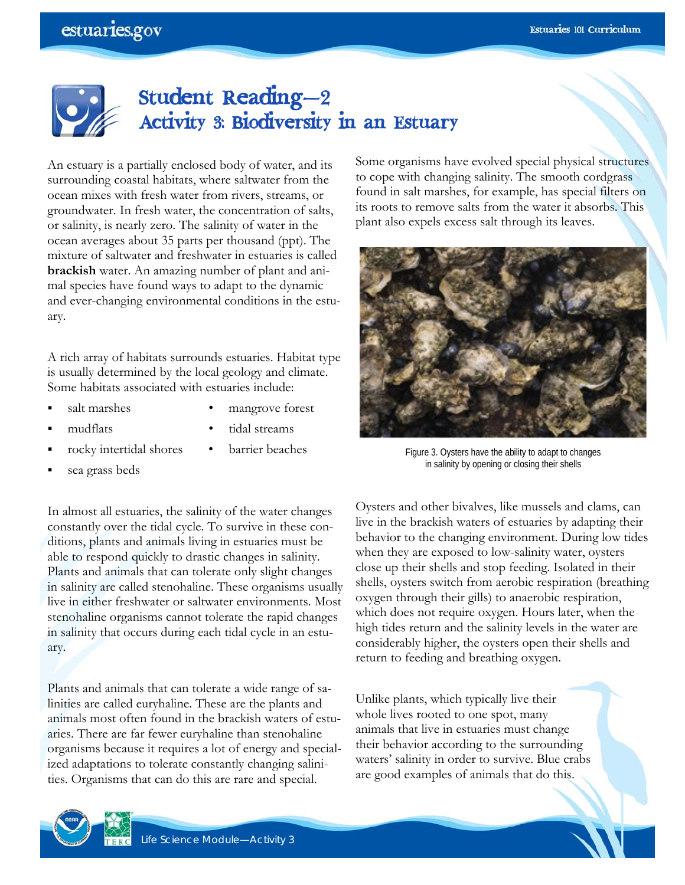# Student Reading—2
## Activity 3: Biodiversity in an Estuary

An estuary is a partially enclosed body of water, and its surrounding coastal habitats, where saltwater from the ocean mixes with fresh water from rivers, streams, or groundwater. In fresh water, the concentration of salts, or salinity, is nearly zero. The salinity of water in the ocean averages about 35 parts per thousand (ppt). The mixture of saltwater and freshwater in estuaries is called **brackish** water. An amazing number of plant and animal species have found ways to adapt to the dynamic and ever-changing environmental conditions in the estuary.

A rich array of habitats surrounds estuaries. Habitat type is usually determined by the local geology and climate. Some habitats associated with estuaries include:

- salt marshes
- mudflats
- rocky intertidal shores
- sea grass beds
- mangrove forest
- tidal streams
- barrier beaches

In almost all estuaries, the salinity of the water changes constantly over the tidal cycle. To survive in these conditions, plants and animals living in estuaries must be able to respond quickly to drastic changes in salinity. Plants and animals that can tolerate only slight changes in salinity are called stenohaline. These organisms usually live in either freshwater or saltwater environments. Most stenohaline organisms cannot tolerate the rapid changes in salinity that occurs during each tidal cycle in an estuary.

Plants and animals that can tolerate a wide range of salinities are called euryhaline. These are the plants and animals most often found in the brackish waters of estuaries. There are far fewer euryhaline than stenohaline organisms because it requires a lot of energy and specialized adaptations to tolerate constantly changing salinities. Organisms that can do this are rare and special.

Some organisms have evolved special physical structures to cope with changing salinity. The smooth cordgrass found in salt marshes, for example, has special filters on its roots to remove salts from the water it absorbs. This plant also expels excess salt through its leaves.

Figure 3. Oysters have the ability to adapt to changes in salinity by opening or closing their shells

Oysters and other bivalves, like mussels and clams, can live in the brackish waters of estuaries by adapting their behavior to the changing environment. During low tides when they are exposed to low-salinity water, oysters close up their shells and stop feeding. Isolated in their shells, oysters switch from aerobic respiration (breathing oxygen through their gills) to anaerobic respiration, which does not require oxygen. Hours later, when the high tides return and the salinity levels in the water are considerably higher, the oysters open their shells and return to feeding and breathing oxygen.

Unlike plants, which typically live their whole lives rooted to one spot, many animals that live in estuaries must change their behavior according to the surrounding waters' salinity in order to survive. Blue crabs are good examples of animals that do this.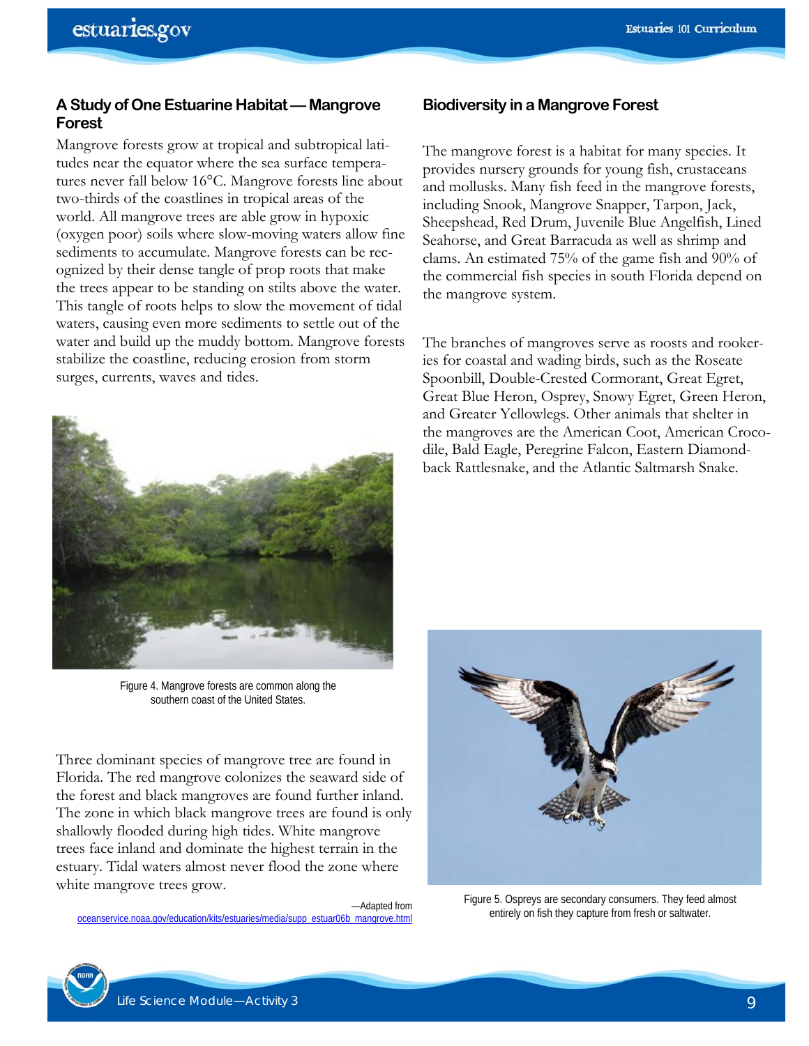## A Study of One Estuarine Habitat — Mangrove Forest

Mangrove forests grow at tropical and subtropical latitudes near the equator where the sea surface temperatures never fall below 16°C. Mangrove forests line about two-thirds of the coastlines in tropical areas of the world. All mangrove trees are able grow in hypoxic (oxygen poor) soils where slow-moving waters allow fine sediments to accumulate. Mangrove forests can be recognized by their dense tangle of prop roots that make the trees appear to be standing on stilts above the water. This tangle of roots helps to slow the movement of tidal waters, causing even more sediments to settle out of the water and build up the muddy bottom. Mangrove forests stabilize the coastline, reducing erosion from storm surges, currents, waves and tides.

Figure 4. Mangrove forests are common along the southern coast of the United States.

Three dominant species of mangrove tree are found in Florida. The red mangrove colonizes the seaward side of the forest and black mangroves are found further inland. The zone in which black mangrove trees are found is only shallowly flooded during high tides. White mangrove trees face inland and dominate the highest terrain in the estuary. Tidal waters almost never flood the zone where white mangrove trees grow.

—Adapted from oceanservice.noaa.gov/education/kits/estuaries/media/supp_estuar06b_mangrove.html

## Biodiversity in a Mangrove Forest

The mangrove forest is a habitat for many species. It provides nursery grounds for young fish, crustaceans and mollusks. Many fish feed in the mangrove forests, including Snook, Mangrove Snapper, Tarpon, Jack, Sheepshead, Red Drum, Juvenile Blue Angelfish, Lined Seahorse, and Great Barracuda as well as shrimp and clams. An estimated 75% of the game fish and 90% of the commercial fish species in south Florida depend on the mangrove system.

The branches of mangroves serve as roosts and rookeries for coastal and wading birds, such as the Roseate Spoonbill, Double-Crested Cormorant, Great Egret, Great Blue Heron, Osprey, Snowy Egret, Green Heron, and Greater Yellowlegs. Other animals that shelter in the mangroves are the American Coot, American Crocodile, Bald Eagle, Peregrine Falcon, Eastern Diamondback Rattlesnake, and the Atlantic Saltmarsh Snake.

Figure 5. Ospreys are secondary consumers. They feed almost entirely on fish they capture from fresh or saltwater.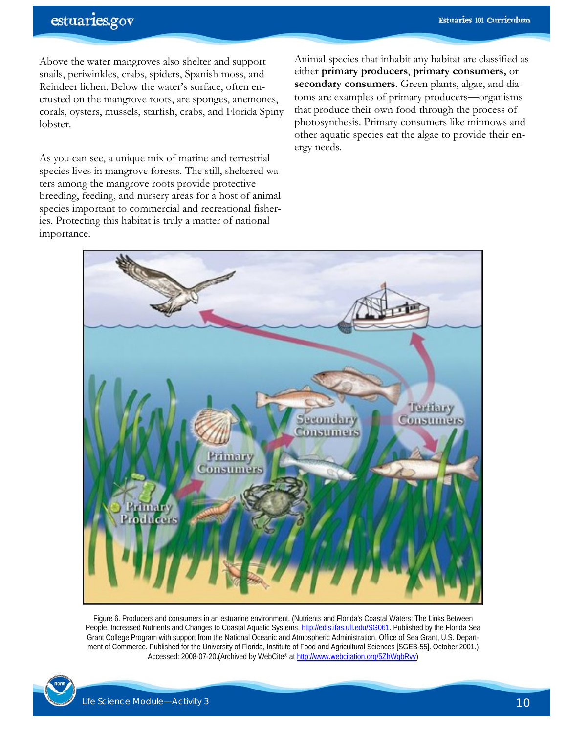Above the water mangroves also shelter and support snails, periwinkles, crabs, spiders, Spanish moss, and Reindeer lichen. Below the water's surface, often encrusted on the mangrove roots, are sponges, anemones, corals, oysters, mussels, starfish, crabs, and Florida Spiny lobster.

As you can see, a unique mix of marine and terrestrial species lives in mangrove forests. The still, sheltered waters among the mangrove roots provide protective breeding, feeding, and nursery areas for a host of animal species important to commercial and recreational fisheries. Protecting this habitat is truly a matter of national importance.

Animal species that inhabit any habitat are classified as either **primary producers**, **primary consumers,** or **secondary consumers**. Green plants, algae, and diatoms are examples of primary producers—organisms that produce their own food through the process of photosynthesis. Primary consumers like minnows and other aquatic species eat the algae to provide their energy needs.

Primary Producers

Primary Consumers

Secondary Consumers

Tertiary Consumers

Figure 6. Producers and consumers in an estuarine environment. (Nutrients and Florida's Coastal Waters: The Links Between People, Increased Nutrients and Changes to Coastal Aquatic Systems. http://edis.ifas.ufl.edu/SG061. Published by the Florida Sea Grant College Program with support from the National Oceanic and Atmospheric Administration, Office of Sea Grant, U.S. Department of Commerce. Published for the University of Florida, Institute of Food and Agricultural Sciences [SGEB-55]. October 2001.) Accessed: 2008-07-20.(Archived by WebCite® at http://www.webcitation.org/5ZhWgbRvv)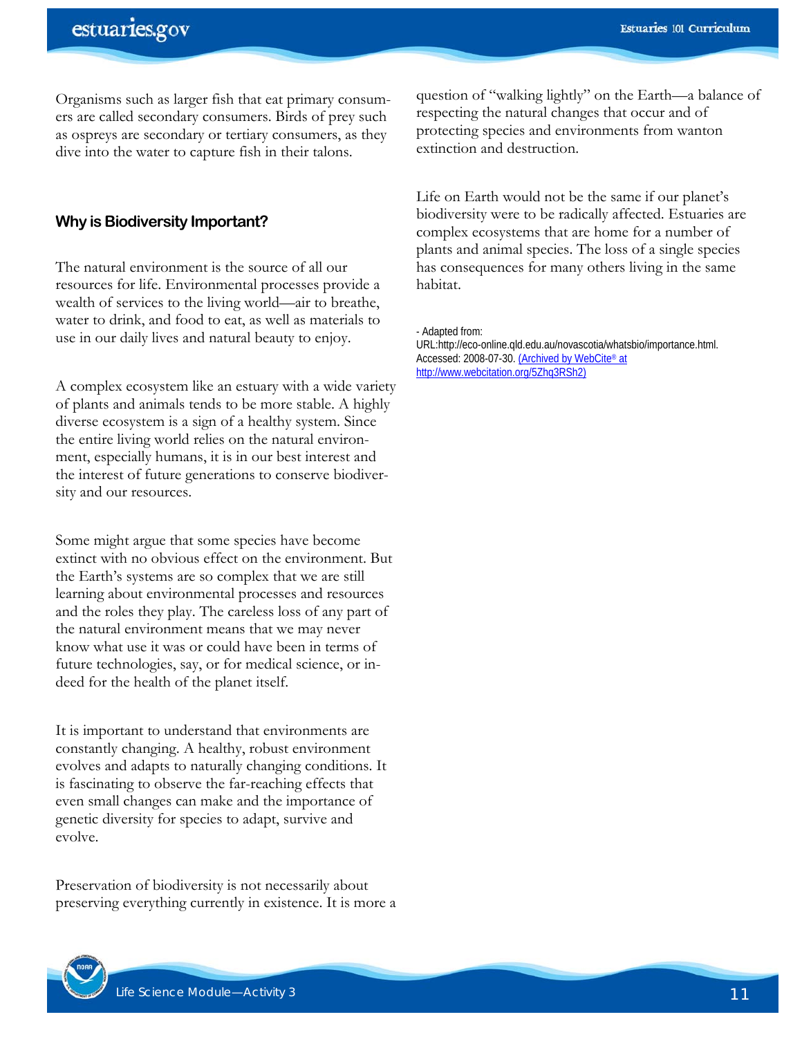Organisms such as larger fish that eat primary consumers are called secondary consumers. Birds of prey such as ospreys are secondary or tertiary consumers, as they dive into the water to capture fish in their talons.

## Why is Biodiversity Important?

The natural environment is the source of all our resources for life. Environmental processes provide a wealth of services to the living world—air to breathe, water to drink, and food to eat, as well as materials to use in our daily lives and natural beauty to enjoy.

A complex ecosystem like an estuary with a wide variety of plants and animals tends to be more stable. A highly diverse ecosystem is a sign of a healthy system. Since the entire living world relies on the natural environment, especially humans, it is in our best interest and the interest of future generations to conserve biodiversity and our resources.

Some might argue that some species have become extinct with no obvious effect on the environment. But the Earth's systems are so complex that we are still learning about environmental processes and resources and the roles they play. The careless loss of any part of the natural environment means that we may never know what use it was or could have been in terms of future technologies, say, or for medical science, or indeed for the health of the planet itself.

It is important to understand that environments are constantly changing. A healthy, robust environment evolves and adapts to naturally changing conditions. It is fascinating to observe the far-reaching effects that even small changes can make and the importance of genetic diversity for species to adapt, survive and evolve.

Preservation of biodiversity is not necessarily about preserving everything currently in existence. It is more a question of "walking lightly" on the Earth—a balance of respecting the natural changes that occur and of protecting species and environments from wanton extinction and destruction.

Life on Earth would not be the same if our planet's biodiversity were to be radically affected. Estuaries are complex ecosystems that are home for a number of plants and animal species. The loss of a single species has consequences for many others living in the same habitat.

- Adapted from:
URL:http://eco-online.qld.edu.au/novascotia/whatsbio/importance.html. Accessed: 2008-07-30. (Archived by WebCite® at http://www.webcitation.org/5Zhq3RSh2)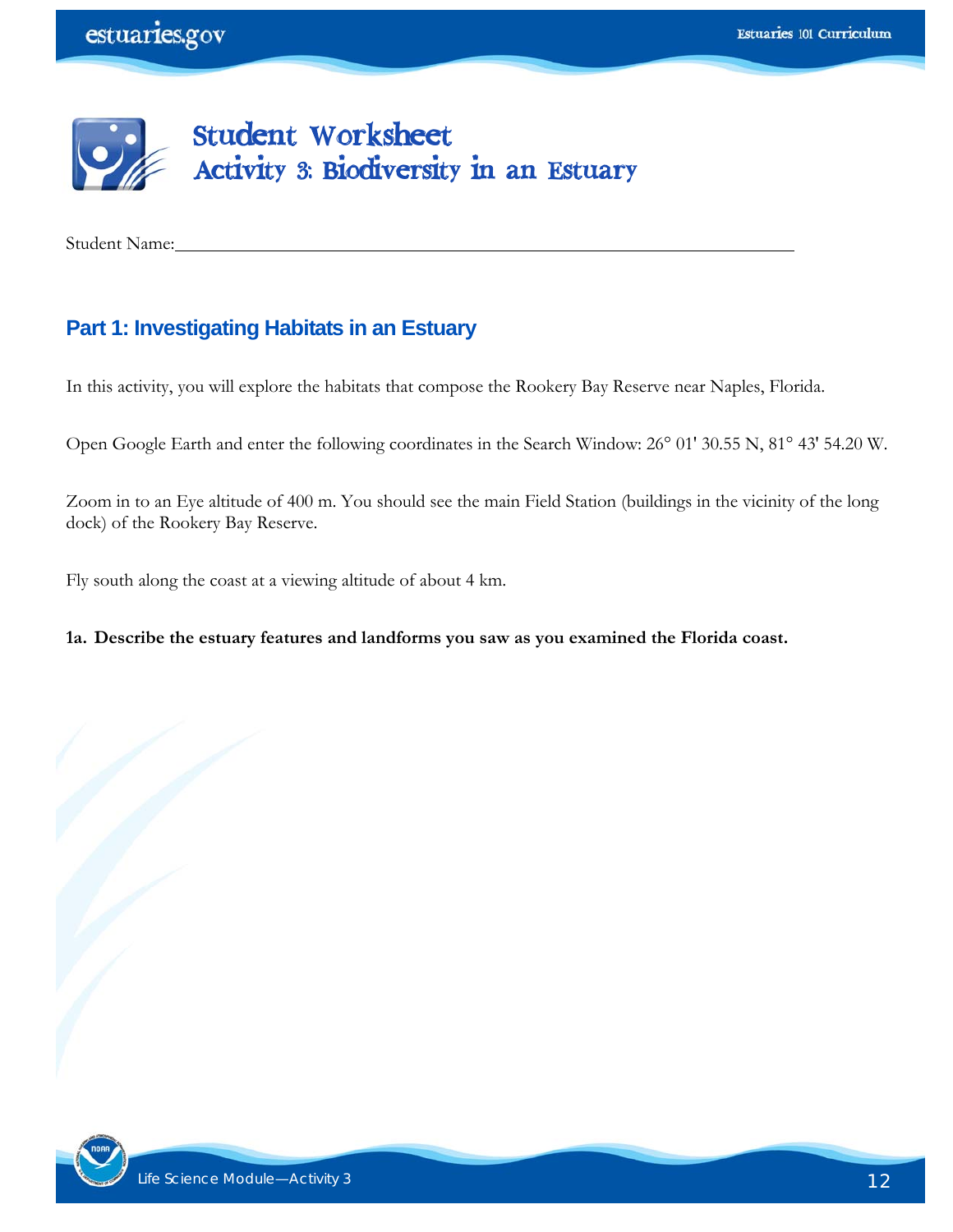# Student Worksheet
## Activity 3: Biodiversity in an Estuary

Student Name:______________________________________________________________

## Part 1: Investigating Habitats in an Estuary

In this activity, you will explore the habitats that compose the Rookery Bay Reserve near Naples, Florida.

Open Google Earth and enter the following coordinates in the Search Window: 26° 01' 30.55 N, 81° 43' 54.20 W.

Zoom in to an Eye altitude of 400 m. You should see the main Field Station (buildings in the vicinity of the long dock) of the Rookery Bay Reserve.

Fly south along the coast at a viewing altitude of about 4 km.

**1a. Describe the estuary features and landforms you saw as you examined the Florida coast.**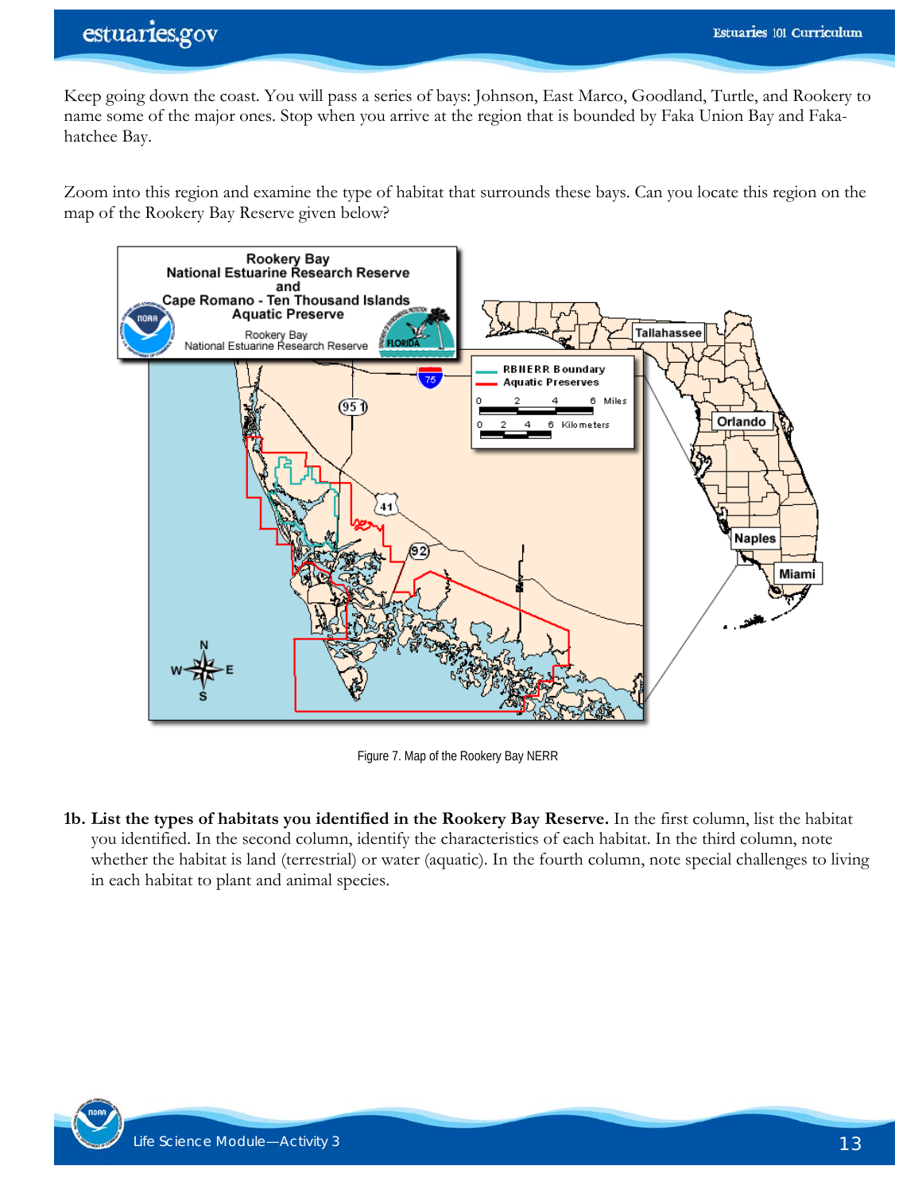Keep going down the coast. You will pass a series of bays: Johnson, East Marco, Goodland, Turtle, and Rookery to name some of the major ones. Stop when you arrive at the region that is bounded by Faka Union Bay and Fakahatchee Bay.

Zoom into this region and examine the type of habitat that surrounds these bays. Can you locate this region on the map of the Rookery Bay Reserve given below?

Rookery Bay
National Estuarine Research Reserve
and
Cape Romano - Ten Thousand Islands
Aquatic Preserve

Rookery Bay
National Estuarine Research Reserve

RBNERR Boundary
Aquatic Preserves

0 2 4 6 Miles
0 2 4 6 Kilometers

75
951
41
92

N
W E
S

Tallahassee
Orlando
Naples
Miami

Figure 7. Map of the Rookery Bay NERR

**1b. List the types of habitats you identified in the Rookery Bay Reserve.** In the first column, list the habitat you identified. In the second column, identify the characteristics of each habitat. In the third column, note whether the habitat is land (terrestrial) or water (aquatic). In the fourth column, note special challenges to living in each habitat to plant and animal species.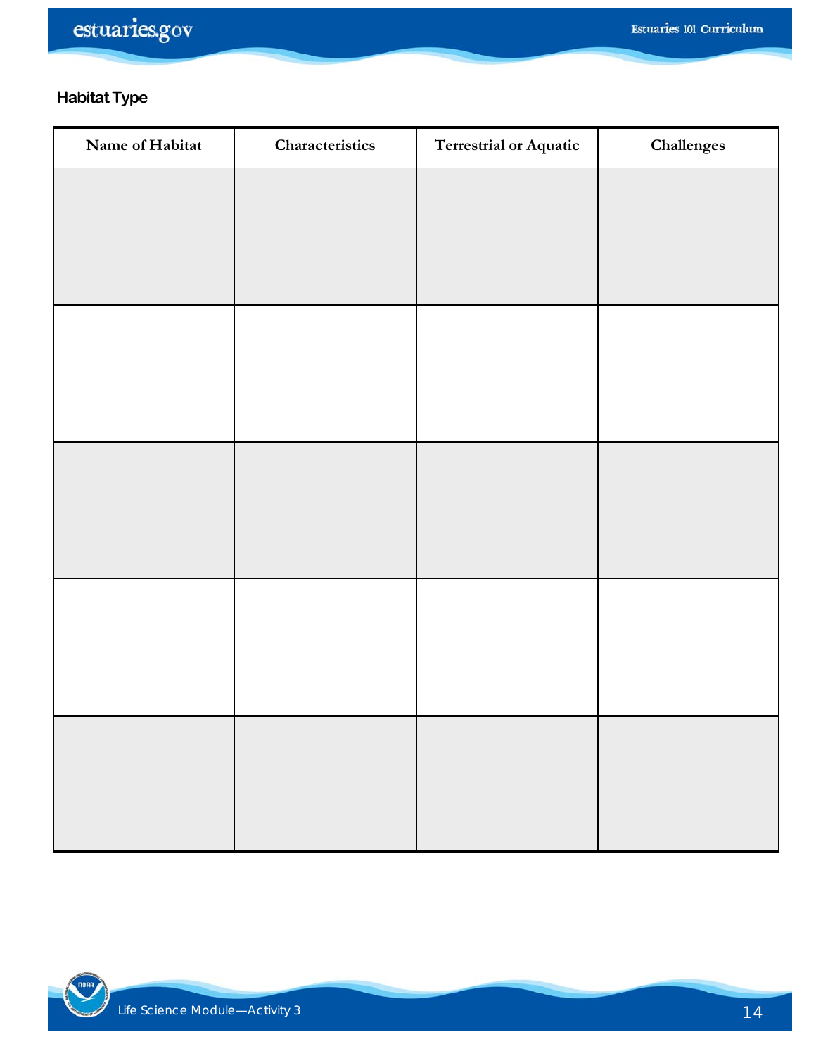## Habitat Type

| Name of Habitat | Characteristics | Terrestrial or Aquatic | Challenges |
|---|---|---|---|
| | | | |
| | | | |
| | | | |
| | | | |
| | | | |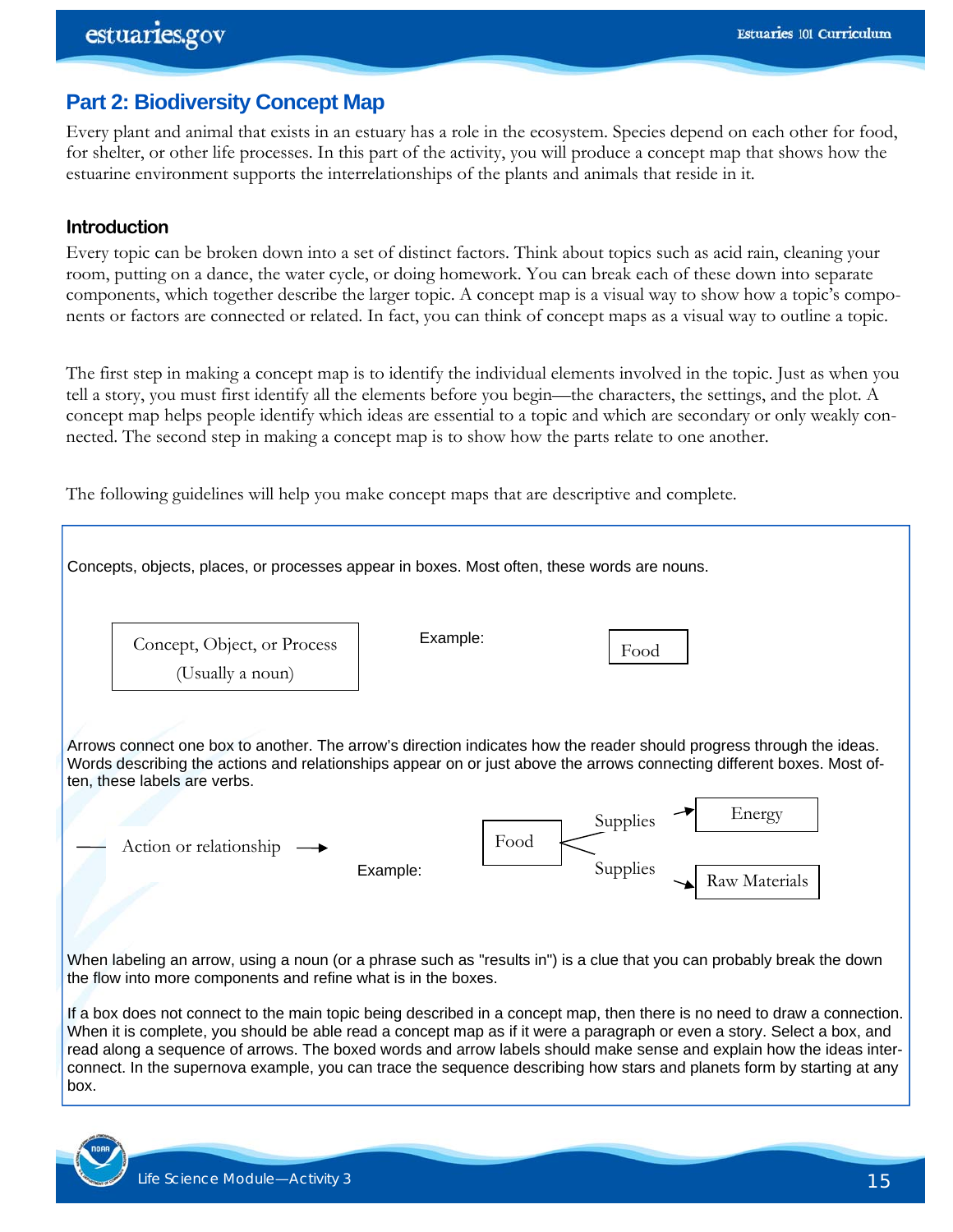## Part 2: Biodiversity Concept Map

Every plant and animal that exists in an estuary has a role in the ecosystem. Species depend on each other for food, for shelter, or other life processes. In this part of the activity, you will produce a concept map that shows how the estuarine environment supports the interrelationships of the plants and animals that reside in it.

### Introduction

Every topic can be broken down into a set of distinct factors. Think about topics such as acid rain, cleaning your room, putting on a dance, the water cycle, or doing homework. You can break each of these down into separate components, which together describe the larger topic. A concept map is a visual way to show how a topic's components or factors are connected or related. In fact, you can think of concept maps as a visual way to outline a topic.

The first step in making a concept map is to identify the individual elements involved in the topic. Just as when you tell a story, you must first identify all the elements before you begin—the characters, the settings, and the plot. A concept map helps people identify which ideas are essential to a topic and which are secondary or only weakly connected. The second step in making a concept map is to show how the parts relate to one another.

The following guidelines will help you make concept maps that are descriptive and complete.

Concepts, objects, places, or processes appear in boxes. Most often, these words are nouns.

Concept, Object, or Process (Usually a noun)

Example: Food

Arrows connect one box to another. The arrow's direction indicates how the reader should progress through the ideas. Words describing the actions and relationships appear on or just above the arrows connecting different boxes. Most often, these labels are verbs.

Action or relationship →

Example: Food — Supplies → Energy; Food — Supplies → Raw Materials

When labeling an arrow, using a noun (or a phrase such as "results in") is a clue that you can probably break the down the flow into more components and refine what is in the boxes.

If a box does not connect to the main topic being described in a concept map, then there is no need to draw a connection. When it is complete, you should be able read a concept map as if it were a paragraph or even a story. Select a box, and read along a sequence of arrows. The boxed words and arrow labels should make sense and explain how the ideas interconnect. In the supernova example, you can trace the sequence describing how stars and planets form by starting at any box.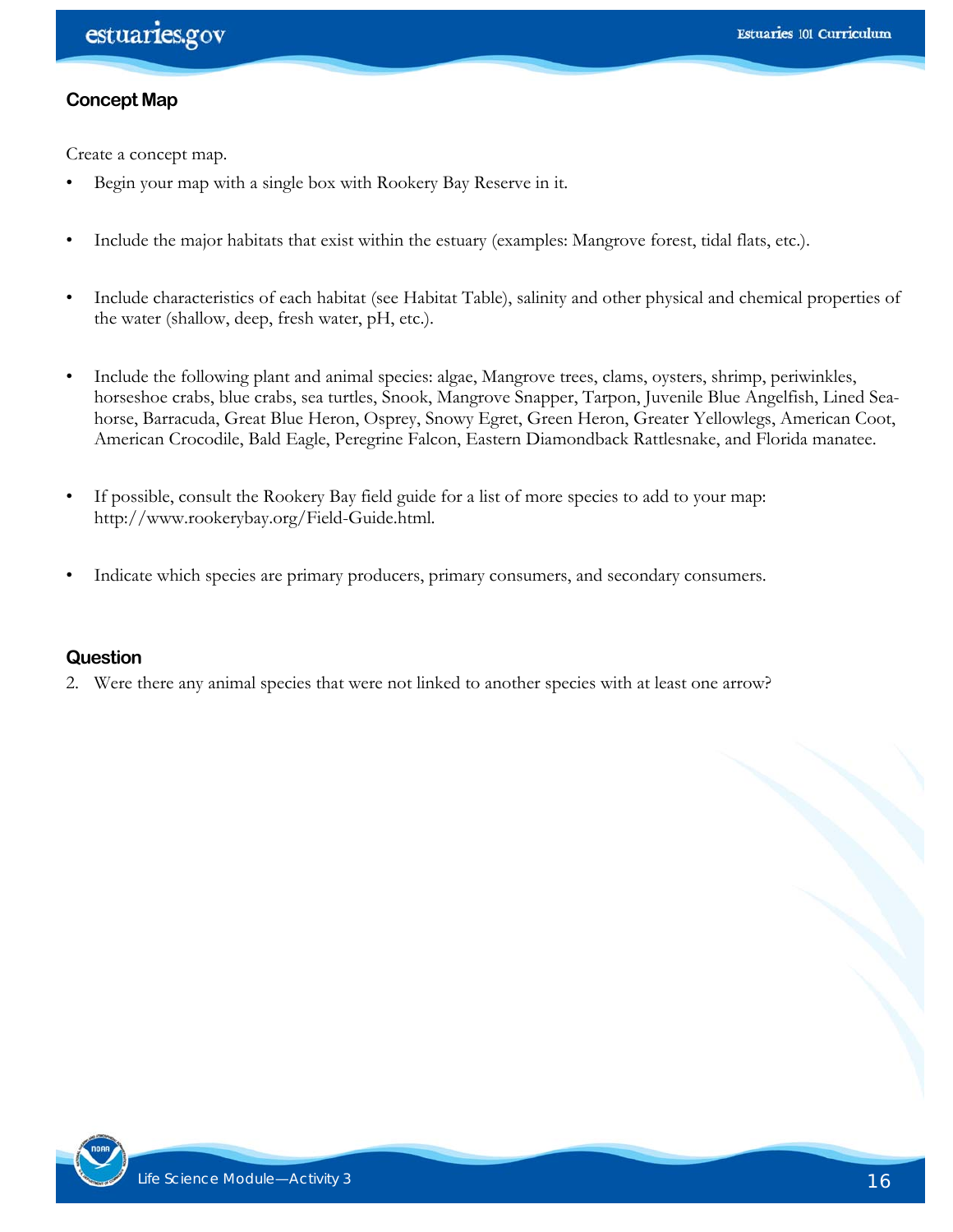## Concept Map

Create a concept map.

- Begin your map with a single box with Rookery Bay Reserve in it.
- Include the major habitats that exist within the estuary (examples: Mangrove forest, tidal flats, etc.).
- Include characteristics of each habitat (see Habitat Table), salinity and other physical and chemical properties of the water (shallow, deep, fresh water, pH, etc.).
- Include the following plant and animal species: algae, Mangrove trees, clams, oysters, shrimp, periwinkles, horseshoe crabs, blue crabs, sea turtles, Snook, Mangrove Snapper, Tarpon, Juvenile Blue Angelfish, Lined Sea-horse, Barracuda, Great Blue Heron, Osprey, Snowy Egret, Green Heron, Greater Yellowlegs, American Coot, American Crocodile, Bald Eagle, Peregrine Falcon, Eastern Diamondback Rattlesnake, and Florida manatee.
- If possible, consult the Rookery Bay field guide for a list of more species to add to your map: http://www.rookerybay.org/Field-Guide.html.
- Indicate which species are primary producers, primary consumers, and secondary consumers.

## Question

2. Were there any animal species that were not linked to another species with at least one arrow?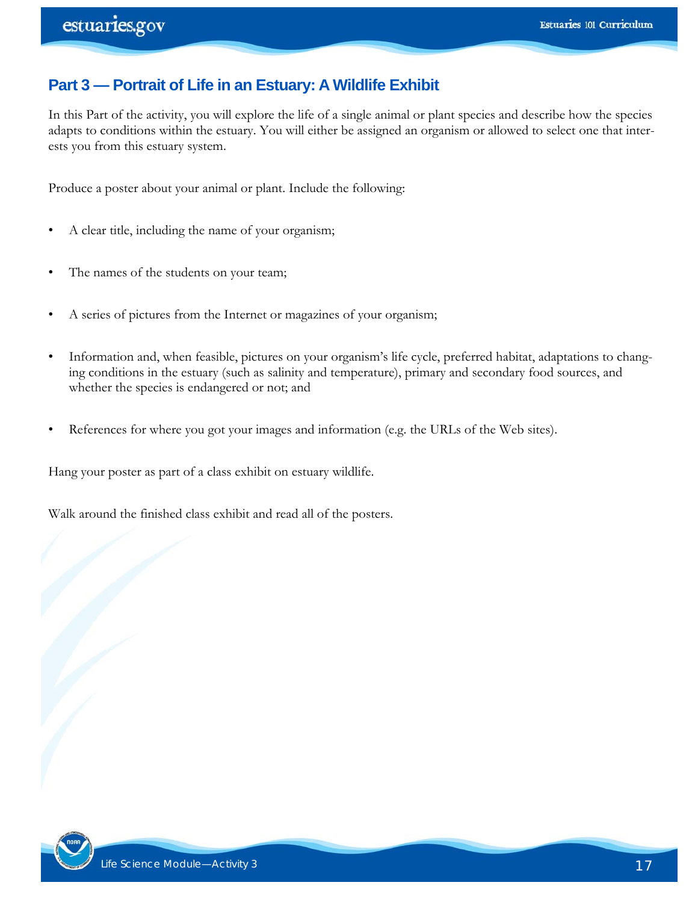## Part 3 — Portrait of Life in an Estuary: A Wildlife Exhibit

In this Part of the activity, you will explore the life of a single animal or plant species and describe how the species adapts to conditions within the estuary. You will either be assigned an organism or allowed to select one that interests you from this estuary system.

Produce a poster about your animal or plant. Include the following:

- A clear title, including the name of your organism;
- The names of the students on your team;
- A series of pictures from the Internet or magazines of your organism;
- Information and, when feasible, pictures on your organism's life cycle, preferred habitat, adaptations to changing conditions in the estuary (such as salinity and temperature), primary and secondary food sources, and whether the species is endangered or not; and
- References for where you got your images and information (e.g. the URLs of the Web sites).

Hang your poster as part of a class exhibit on estuary wildlife.

Walk around the finished class exhibit and read all of the posters.